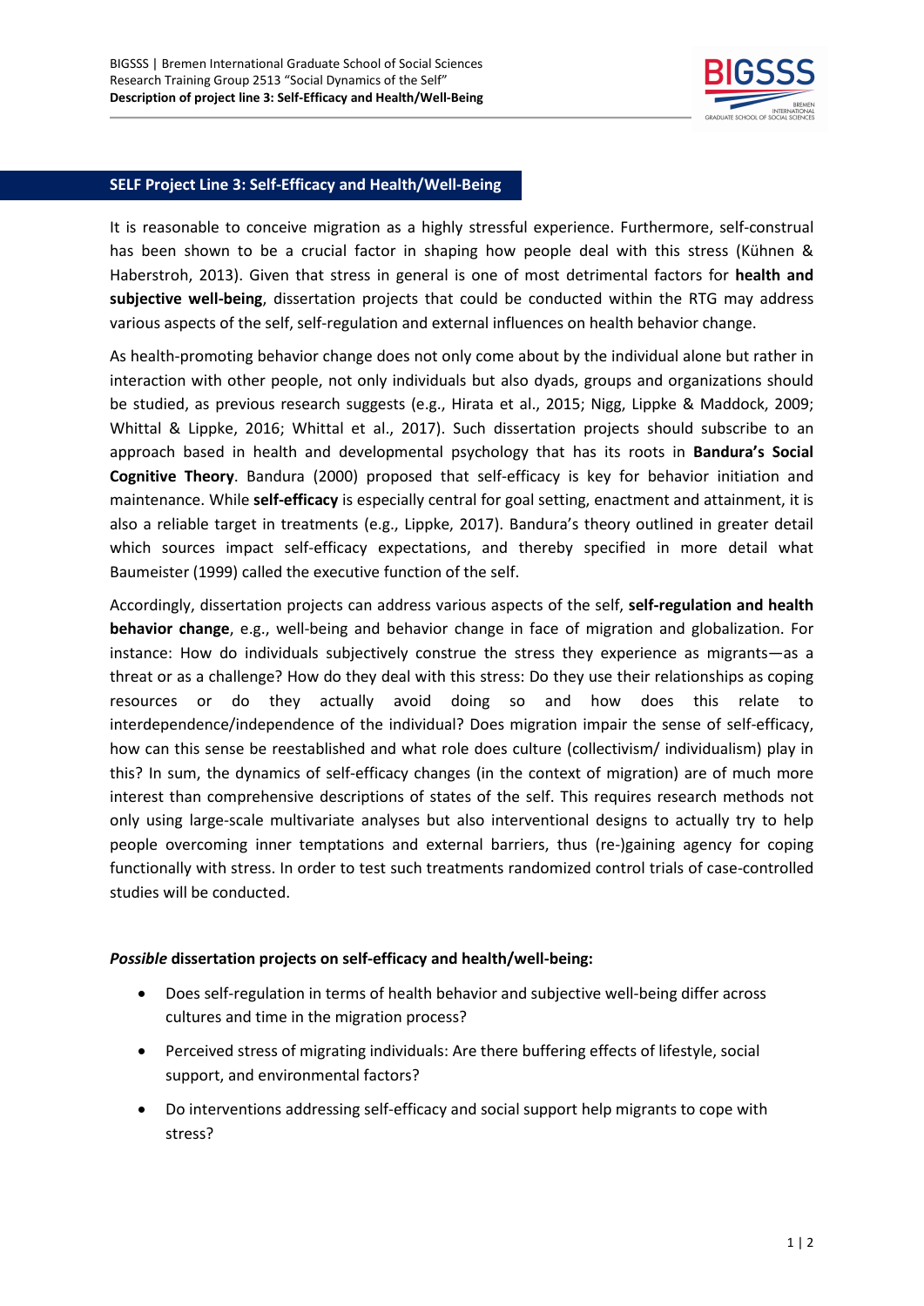## SELF Project Line 3: Self-Efficacy and Health/Well-Being

It is reasonable to conceive migration as a highly stressful experience. Furthermore, self-construal has been shown to be a crucial factor in shaping how people deal with this stress (Kühnen & Haberstroh, 2013). Given that stress in general is one of most detrimental factors for **health and subjective well-being**, dissertation projects that could be conducted within the RTG may address various aspects of the self, self-regulation and external influences on health behavior change.

As health-promoting behavior change does not only come about by the individual alone but rather in interaction with other people, not only individuals but also dyads, groups and organizations should be studied, as previous research suggests (e.g., Hirata et al., 2015; Nigg, Lippke & Maddock, 2009; Whittal & Lippke, 2016; Whittal et al., 2017). Such dissertation projects should subscribe to an approach based in health and developmental psychology that has its roots in **Bandura's Social Cognitive Theory**. Bandura (2000) proposed that self-efficacy is key for behavior initiation and maintenance. While **self-efficacy** is especially central for goal setting, enactment and attainment, it is also a reliable target in treatments (e.g., Lippke, 2017). Bandura's theory outlined in greater detail which sources impact self-efficacy expectations, and thereby specified in more detail what Baumeister (1999) called the executive function of the self.

Accordingly, dissertation projects can address various aspects of the self, **self-regulation and health behavior change**, e.g., well-being and behavior change in face of migration and globalization. For instance: How do individuals subjectively construe the stress they experience as migrants—as a threat or as a challenge? How do they deal with this stress: Do they use their relationships as coping resources or do they actually avoid doing so and how does this relate to interdependence/independence of the individual? Does migration impair the sense of self-efficacy, how can this sense be reestablished and what role does culture (collectivism/ individualism) play in this? In sum, the dynamics of self-efficacy changes (in the context of migration) are of much more interest than comprehensive descriptions of states of the self. This requires research methods not only using large-scale multivariate analyses but also interventional designs to actually try to help people overcoming inner temptations and external barriers, thus (re-)gaining agency for coping functionally with stress. In order to test such treatments randomized control trials of case-controlled studies will be conducted.

***Possible*** **dissertation projects on self-efficacy and health/well-being:**

- Does self-regulation in terms of health behavior and subjective well-being differ across cultures and time in the migration process?
- Perceived stress of migrating individuals: Are there buffering effects of lifestyle, social support, and environmental factors?
- Do interventions addressing self-efficacy and social support help migrants to cope with stress?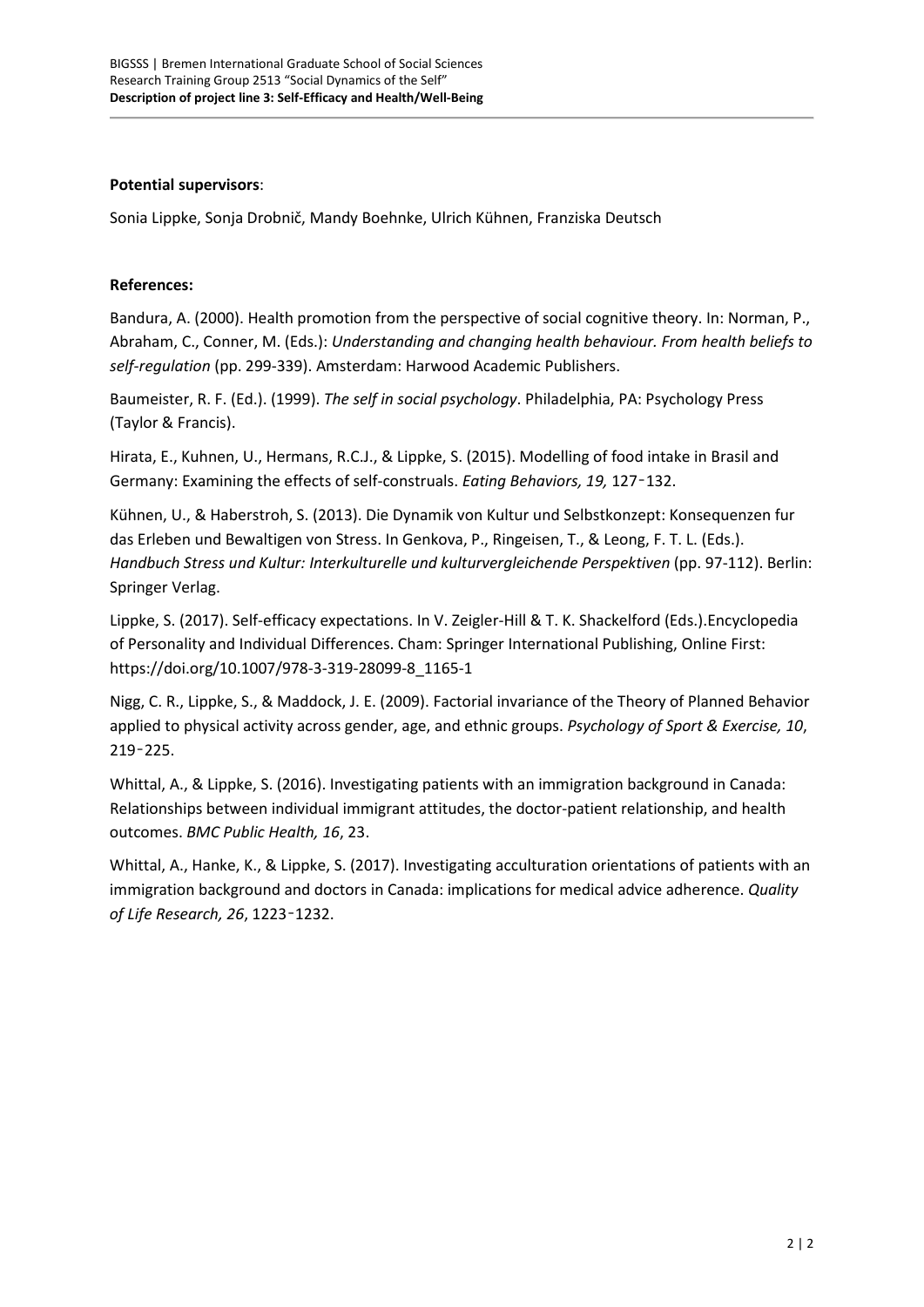**Potential supervisors**:

Sonia Lippke, Sonja Drobnič, Mandy Boehnke, Ulrich Kühnen, Franziska Deutsch

**References:**

Bandura, A. (2000). Health promotion from the perspective of social cognitive theory. In: Norman, P., Abraham, C., Conner, M. (Eds.): *Understanding and changing health behaviour. From health beliefs to self-regulation* (pp. 299-339). Amsterdam: Harwood Academic Publishers.

Baumeister, R. F. (Ed.). (1999). *The self in social psychology*. Philadelphia, PA: Psychology Press (Taylor & Francis).

Hirata, E., Kuhnen, U., Hermans, R.C.J., & Lippke, S. (2015). Modelling of food intake in Brasil and Germany: Examining the effects of self-construals. *Eating Behaviors, 19,* 127‑132.

Kühnen, U., & Haberstroh, S. (2013). Die Dynamik von Kultur und Selbstkonzept: Konsequenzen fur das Erleben und Bewaltigen von Stress. In Genkova, P., Ringeisen, T., & Leong, F. T. L. (Eds.). *Handbuch Stress und Kultur: Interkulturelle und kulturvergleichende Perspektiven* (pp. 97-112). Berlin: Springer Verlag.

Lippke, S. (2017). Self-efficacy expectations. In V. Zeigler-Hill & T. K. Shackelford (Eds.).Encyclopedia of Personality and Individual Differences. Cham: Springer International Publishing, Online First: https://doi.org/10.1007/978-3-319-28099-8_1165-1

Nigg, C. R., Lippke, S., & Maddock, J. E. (2009). Factorial invariance of the Theory of Planned Behavior applied to physical activity across gender, age, and ethnic groups. *Psychology of Sport & Exercise, 10*, 219‑225.

Whittal, A., & Lippke, S. (2016). Investigating patients with an immigration background in Canada: Relationships between individual immigrant attitudes, the doctor-patient relationship, and health outcomes. *BMC Public Health, 16*, 23.

Whittal, A., Hanke, K., & Lippke, S. (2017). Investigating acculturation orientations of patients with an immigration background and doctors in Canada: implications for medical advice adherence. *Quality of Life Research, 26*, 1223‑1232.